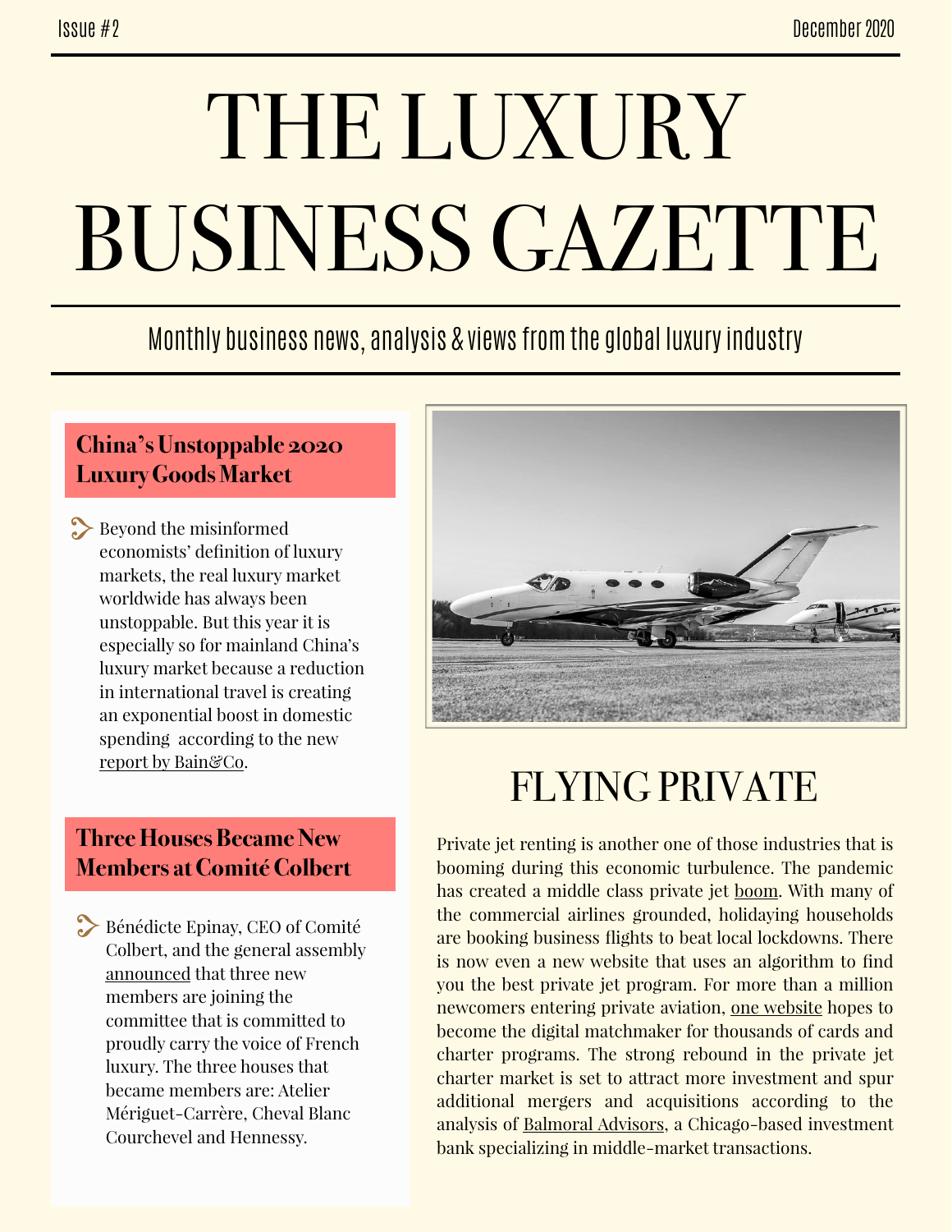Issue #2

December 2020

# THE LUXURY BUSINESS GAZETTE

Monthly business news, analysis & views from the global luxury industry

## China's Unstoppable 2020 Luxury Goods Market

- Beyond the misinformed economists' definition of luxury markets, the real luxury market worldwide has always been unstoppable. But this year it is especially so for mainland China's luxury market because a reduction in international travel is creating an exponential boost in domestic spending according to the new report by Bain&Co.

## Three Houses Became New Members at Comité Colbert

- Bénédicte Epinay, CEO of Comité Colbert, and the general assembly announced that three new members are joining the committee that is committed to proudly carry the voice of French luxury. The three houses that became members are: Atelier Mériguet-Carrère, Cheval Blanc Courchevel and Hennessy.

## FLYING PRIVATE

Private jet renting is another one of those industries that is booming during this economic turbulence. The pandemic has created a middle class private jet boom. With many of the commercial airlines grounded, holidaying households are booking business flights to beat local lockdowns. There is now even a new website that uses an algorithm to find you the best private jet program. For more than a million newcomers entering private aviation, one website hopes to become the digital matchmaker for thousands of cards and charter programs. The strong rebound in the private jet charter market is set to attract more investment and spur additional mergers and acquisitions according to the analysis of Balmoral Advisors, a Chicago-based investment bank specializing in middle-market transactions.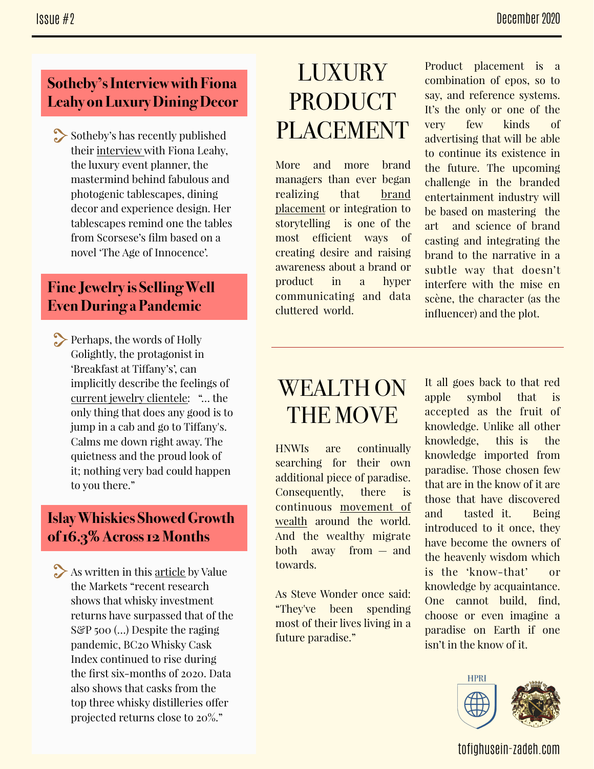## Sotheby's Interview with Fiona Leahy on Luxury Dining Decor

- Sotheby's has recently published their interview with Fiona Leahy, the luxury event planner, the mastermind behind fabulous and photogenic tablescapes, dining decor and experience design. Her tablescapes remind one the tables from Scorsese's film based on a novel 'The Age of Innocence'.

## Fine Jewelry is Selling Well Even During a Pandemic

- Perhaps, the words of Holly Golightly, the protagonist in 'Breakfast at Tiffany's', can implicitly describe the feelings of current jewelry clientele: "… the only thing that does any good is to jump in a cab and go to Tiffany's. Calms me down right away. The quietness and the proud look of it; nothing very bad could happen to you there."

## Islay Whiskies Showed Growth of 16.3% Across 12 Months

- As written in this article by Value the Markets "recent research shows that whisky investment returns have surpassed that of the S&P 500 (…) Despite the raging pandemic, BC20 Whisky Cask Index continued to rise during the first six-months of 2020. Data also shows that casks from the top three whisky distilleries offer projected returns close to 20%."

# LUXURY PRODUCT PLACEMENT

More and more brand managers than ever began realizing that brand placement or integration to storytelling is one of the most efficient ways of creating desire and raising awareness about a brand or product in a hyper communicating and data cluttered world.

Product placement is a combination of epos, so to say, and reference systems. It's the only or one of the very few kinds of advertising that will be able to continue its existence in the future. The upcoming challenge in the branded entertainment industry will be based on mastering the art and science of brand casting and integrating the brand to the narrative in a subtle way that doesn't interfere with the mise en scène, the character (as the influencer) and the plot.

# WEALTH ON THE MOVE

HNWIs are continually searching for their own additional piece of paradise. Consequently, there is continuous movement of wealth around the world. And the wealthy migrate both away from — and towards.

As Steve Wonder once said: "They've been spending most of their lives living in a future paradise."

It all goes back to that red apple symbol that is accepted as the fruit of knowledge. Unlike all other knowledge, this is the knowledge imported from paradise. Those chosen few that are in the know of it are those that have discovered and tasted it. Being introduced to it once, they have become the owners of the heavenly wisdom which is the 'know-that' or knowledge by acquaintance. One cannot build, find, choose or even imagine a paradise on Earth if one isn't in the know of it.

HPRI

tofighusein-zadeh.com